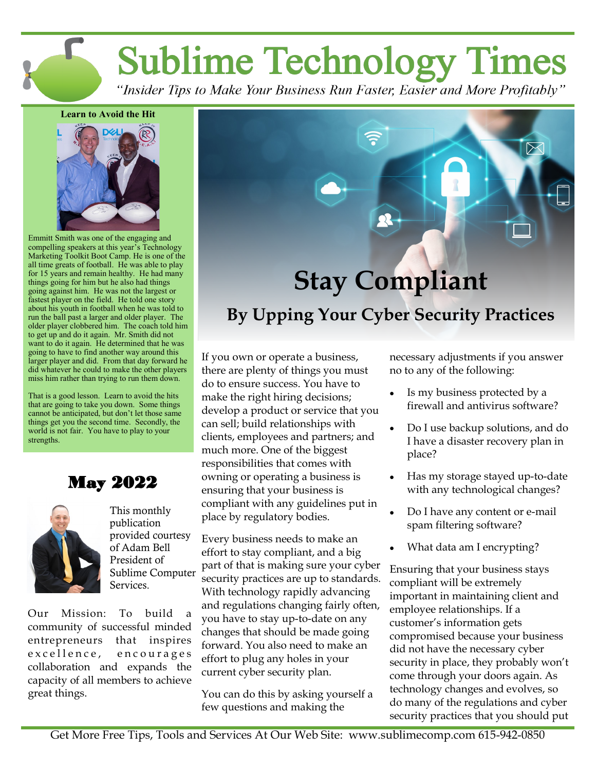# Sublime Technology Times

*"Insider Tips to Make Your Business Run Faster, Easier and More Profitably"*

**Learn to Avoid the Hit**

Emmitt Smith was one of the engaging and compelling speakers at this year's Technology Marketing Toolkit Boot Camp. He is one of the all time greats of football. He was able to play for 15 years and remain healthy. He had many things going for him but he also had things going against him. He was not the largest or fastest player on the field. He told one story about his youth in football when he was told to run the ball past a larger and older player. The older player clobbered him. The coach told him to get up and do it again. Mr. Smith did not want to do it again. He determined that he was going to have to find another way around this larger player and did. From that day forward he did whatever he could to make the other players miss him rather than trying to run them down.

That is a good lesson. Learn to avoid the hits that are going to take you down. Some things cannot be anticipated, but don't let those same things get you the second time. Secondly, the world is not fair. You have to play to your strengths.

## May 2022

This monthly publication provided courtesy of Adam Bell President of Sublime Computer Services.

Our Mission: To build a community of successful minded entrepreneurs that inspires excellence, encourages collaboration and expands the capacity of all members to achieve great things.

# Stay Compliant

## By Upping Your Cyber Security Practices

If you own or operate a business, there are plenty of things you must do to ensure success. You have to make the right hiring decisions; develop a product or service that you can sell; build relationships with clients, employees and partners; and much more. One of the biggest responsibilities that comes with owning or operating a business is ensuring that your business is compliant with any guidelines put in place by regulatory bodies.

Every business needs to make an effort to stay compliant, and a big part of that is making sure your cyber security practices are up to standards. With technology rapidly advancing and regulations changing fairly often, you have to stay up-to-date on any changes that should be made going forward. You also need to make an effort to plug any holes in your current cyber security plan.

You can do this by asking yourself a few questions and making the necessary adjustments if you answer no to any of the following:

- Is my business protected by a firewall and antivirus software?
- Do I use backup solutions, and do I have a disaster recovery plan in place?
- Has my storage stayed up-to-date with any technological changes?
- Do I have any content or e-mail spam filtering software?
- What data am I encrypting?

Ensuring that your business stays compliant will be extremely important in maintaining client and employee relationships. If a customer's information gets compromised because your business did not have the necessary cyber security in place, they probably won't come through your doors again. As technology changes and evolves, so do many of the regulations and cyber security practices that you should put

Get More Free Tips, Tools and Services At Our Web Site: www.sublimecomp.com 615-942-0850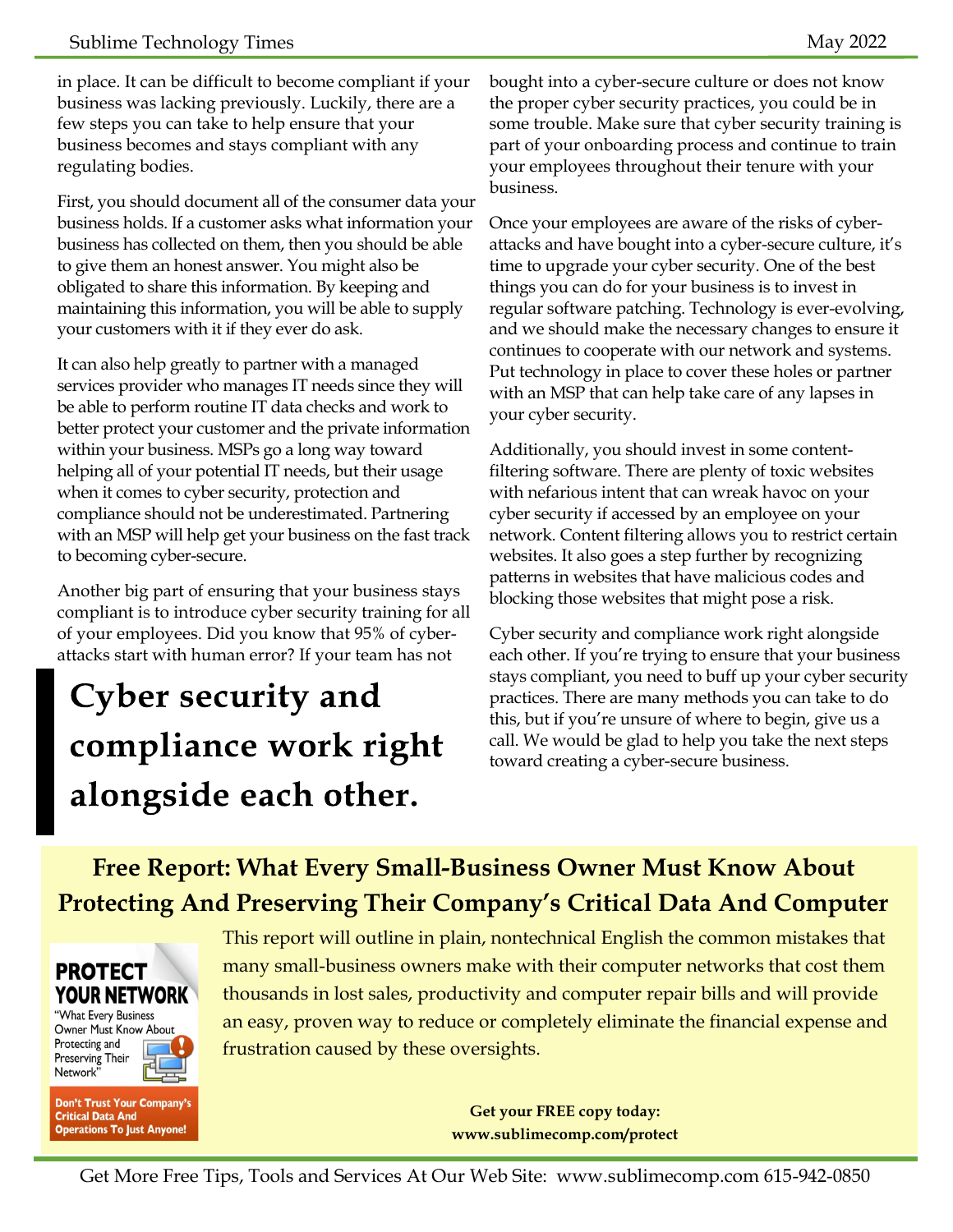in place. It can be difficult to become compliant if your business was lacking previously. Luckily, there are a few steps you can take to help ensure that your business becomes and stays compliant with any regulating bodies.

First, you should document all of the consumer data your business holds. If a customer asks what information your business has collected on them, then you should be able to give them an honest answer. You might also be obligated to share this information. By keeping and maintaining this information, you will be able to supply your customers with it if they ever do ask.

It can also help greatly to partner with a managed services provider who manages IT needs since they will be able to perform routine IT data checks and work to better protect your customer and the private information within your business. MSPs go a long way toward helping all of your potential IT needs, but their usage when it comes to cyber security, protection and compliance should not be underestimated. Partnering with an MSP will help get your business on the fast track to becoming cyber-secure.

Another big part of ensuring that your business stays compliant is to introduce cyber security training for all of your employees. Did you know that 95% of cyber-attacks start with human error? If your team has not bought into a cyber-secure culture or does not know the proper cyber security practices, you could be in some trouble. Make sure that cyber security training is part of your onboarding process and continue to train your employees throughout their tenure with your business.

> **Cyber security and compliance work right alongside each other.**

Once your employees are aware of the risks of cyber-attacks and have bought into a cyber-secure culture, it's time to upgrade your cyber security. One of the best things you can do for your business is to invest in regular software patching. Technology is ever-evolving, and we should make the necessary changes to ensure it continues to cooperate with our network and systems. Put technology in place to cover these holes or partner with an MSP that can help take care of any lapses in your cyber security.

Additionally, you should invest in some content-filtering software. There are plenty of toxic websites with nefarious intent that can wreak havoc on your cyber security if accessed by an employee on your network. Content filtering allows you to restrict certain websites. It also goes a step further by recognizing patterns in websites that have malicious codes and blocking those websites that might pose a risk.

Cyber security and compliance work right alongside each other. If you're trying to ensure that your business stays compliant, you need to buff up your cyber security practices. There are many methods you can take to do this, but if you're unsure of where to begin, give us a call. We would be glad to help you take the next steps toward creating a cyber-secure business.

## Free Report: What Every Small-Business Owner Must Know About Protecting And Preserving Their Company's Critical Data And Computer

**PROTECT YOUR NETWORK**
"What Every Business Owner Must Know About Protecting and Preserving Their Network"

**Don't Trust Your Company's Critical Data And Operations To Just Anyone!**

This report will outline in plain, nontechnical English the common mistakes that many small-business owners make with their computer networks that cost them thousands in lost sales, productivity and computer repair bills and will provide an easy, proven way to reduce or completely eliminate the financial expense and frustration caused by these oversights.

**Get your FREE copy today:**
**www.sublimecomp.com/protect**

Get More Free Tips, Tools and Services At Our Web Site: www.sublimecomp.com 615-942-0850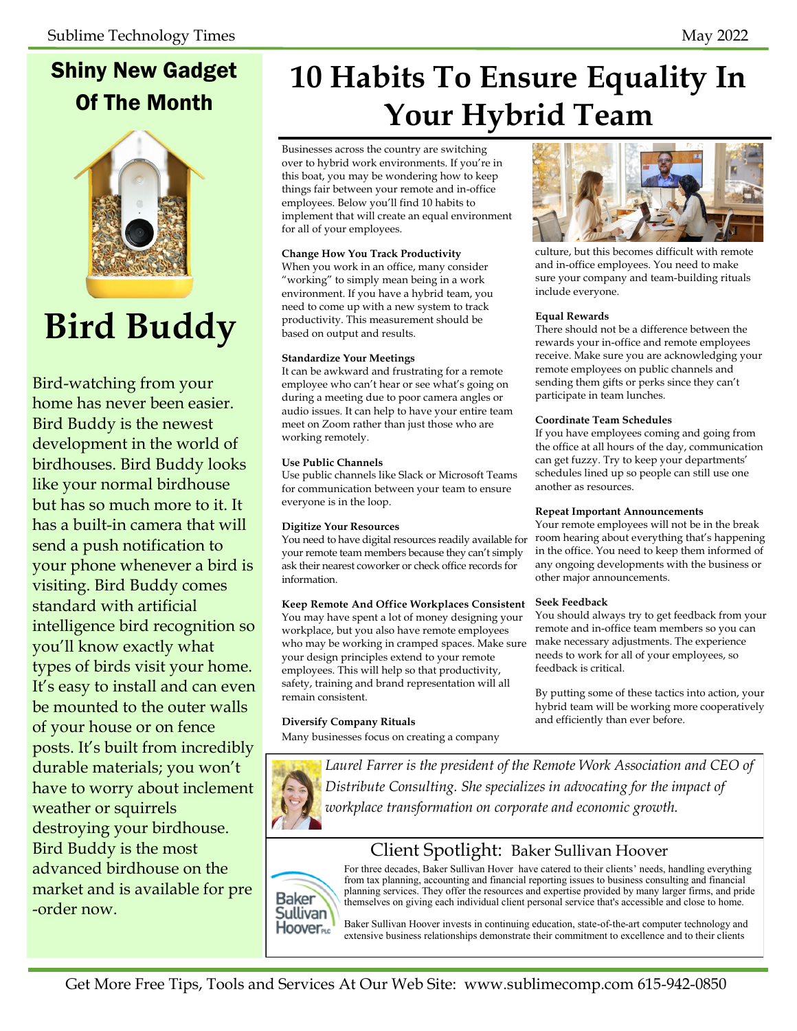## Shiny New Gadget Of The Month

# Bird Buddy

Bird-watching from your home has never been easier. Bird Buddy is the newest development in the world of birdhouses. Bird Buddy looks like your normal birdhouse but has so much more to it. It has a built-in camera that will send a push notification to your phone whenever a bird is visiting. Bird Buddy comes standard with artificial intelligence bird recognition so you'll know exactly what types of birds visit your home. It's easy to install and can even be mounted to the outer walls of your house or on fence posts. It's built from incredibly durable materials; you won't have to worry about inclement weather or squirrels destroying your birdhouse. Bird Buddy is the most advanced birdhouse on the market and is available for pre-order now.

# 10 Habits To Ensure Equality In Your Hybrid Team

Businesses across the country are switching over to hybrid work environments. If you're in this boat, you may be wondering how to keep things fair between your remote and in-office employees. Below you'll find 10 habits to implement that will create an equal environment for all of your employees.

**Change How You Track Productivity**
When you work in an office, many consider "working" to simply mean being in a work environment. If you have a hybrid team, you need to come up with a new system to track productivity. This measurement should be based on output and results.

**Standardize Your Meetings**
It can be awkward and frustrating for a remote employee who can't hear or see what's going on during a meeting due to poor camera angles or audio issues. It can help to have your entire team meet on Zoom rather than just those who are working remotely.

**Use Public Channels**
Use public channels like Slack or Microsoft Teams for communication between your team to ensure everyone is in the loop.

**Digitize Your Resources**
You need to have digital resources readily available for your remote team members because they can't simply ask their nearest coworker or check office records for information.

**Keep Remote And Office Workplaces Consistent**
You may have spent a lot of money designing your workplace, but you also have remote employees who may be working in cramped spaces. Make sure your design principles extend to your remote employees. This will help so that productivity, safety, training and brand representation will all remain consistent.

**Diversify Company Rituals**
Many businesses focus on creating a company culture, but this becomes difficult with remote and in-office employees. You need to make sure your company and team-building rituals include everyone.

**Equal Rewards**
There should not be a difference between the rewards your in-office and remote employees receive. Make sure you are acknowledging your remote employees on public channels and sending them gifts or perks since they can't participate in team lunches.

**Coordinate Team Schedules**
If you have employees coming and going from the office at all hours of the day, communication can get fuzzy. Try to keep your departments' schedules lined up so people can still use one another as resources.

**Repeat Important Announcements**
Your remote employees will not be in the break room hearing about everything that's happening in the office. You need to keep them informed of any ongoing developments with the business or other major announcements.

**Seek Feedback**
You should always try to get feedback from your remote and in-office team members so you can make necessary adjustments. The experience needs to work for all of your employees, so feedback is critical.

By putting some of these tactics into action, your hybrid team will be working more cooperatively and efficiently than ever before.

*Laurel Farrer is the president of the Remote Work Association and CEO of Distribute Consulting. She specializes in advocating for the impact of workplace transformation on corporate and economic growth.*

## Client Spotlight: Baker Sullivan Hoover

For three decades, Baker Sullivan Hover have catered to their clients' needs, handling everything from tax planning, accounting and financial reporting issues to business consulting and financial planning services. They offer the resources and expertise provided by many larger firms, and pride themselves on giving each individual client personal service that's accessible and close to home.

Baker Sullivan Hoover invests in continuing education, state-of-the-art computer technology and extensive business relationships demonstrate their commitment to excellence and to their clients

Get More Free Tips, Tools and Services At Our Web Site: www.sublimecomp.com 615-942-0850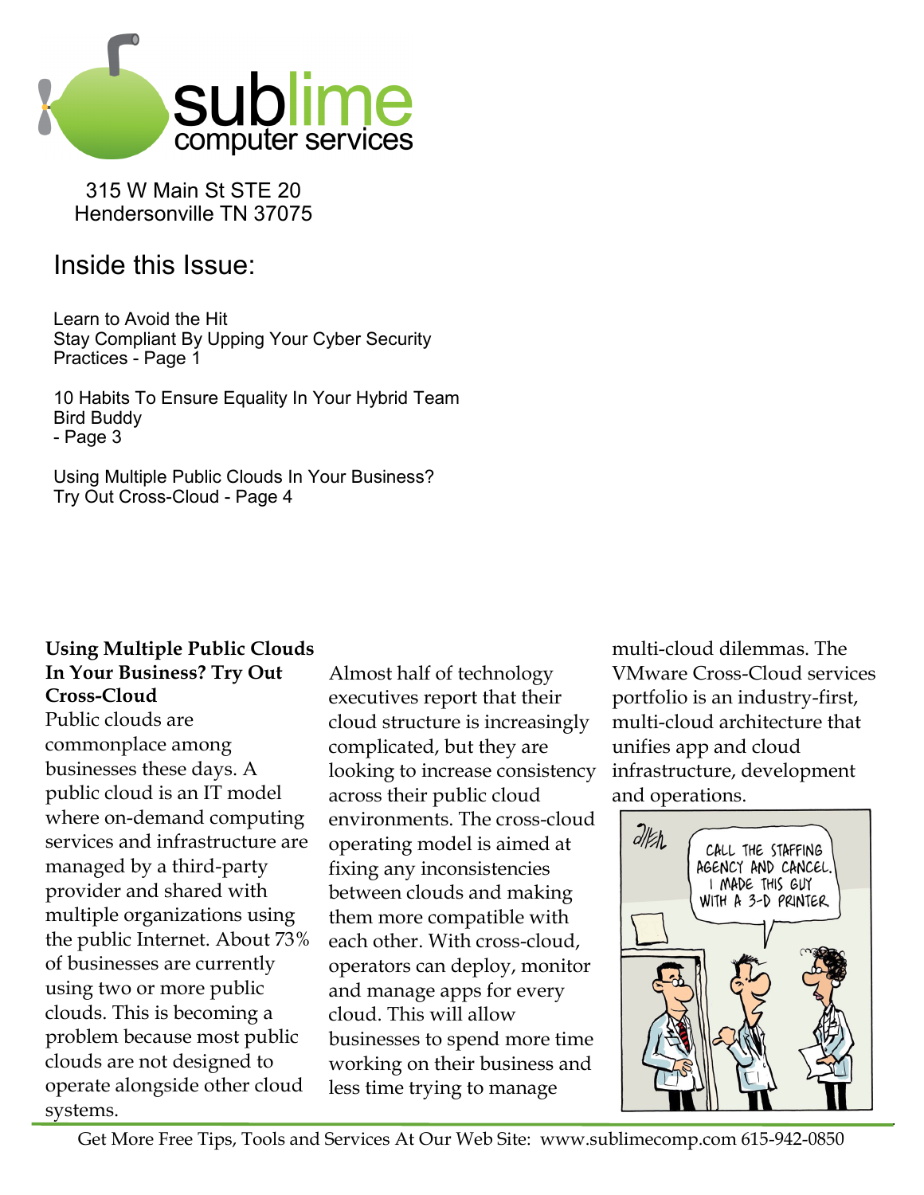# sublime
computer services

315 W Main St STE 20
Hendersonville TN 37075

## Inside this Issue:

Learn to Avoid the Hit
Stay Compliant By Upping Your Cyber Security Practices - Page 1

10 Habits To Ensure Equality In Your Hybrid Team
Bird Buddy
- Page 3

Using Multiple Public Clouds In Your Business? Try Out Cross-Cloud - Page 4

### Using Multiple Public Clouds In Your Business? Try Out Cross-Cloud

Public clouds are commonplace among businesses these days. A public cloud is an IT model where on-demand computing services and infrastructure are managed by a third-party provider and shared with multiple organizations using the public Internet. About 73% of businesses are currently using two or more public clouds. This is becoming a problem because most public clouds are not designed to operate alongside other cloud systems.

Almost half of technology executives report that their cloud structure is increasingly complicated, but they are looking to increase consistency across their public cloud environments. The cross-cloud operating model is aimed at fixing any inconsistencies between clouds and making them more compatible with each other. With cross-cloud, operators can deploy, monitor and manage apps for every cloud. This will allow businesses to spend more time working on their business and less time trying to manage multi-cloud dilemmas. The VMware Cross-Cloud services portfolio is an industry-first, multi-cloud architecture that unifies app and cloud infrastructure, development and operations.

CALL THE STAFFING AGENCY AND CANCEL. I MADE THIS GUY WITH A 3-D PRINTER.

Get More Free Tips, Tools and Services At Our Web Site: www.sublimecomp.com 615-942-0850